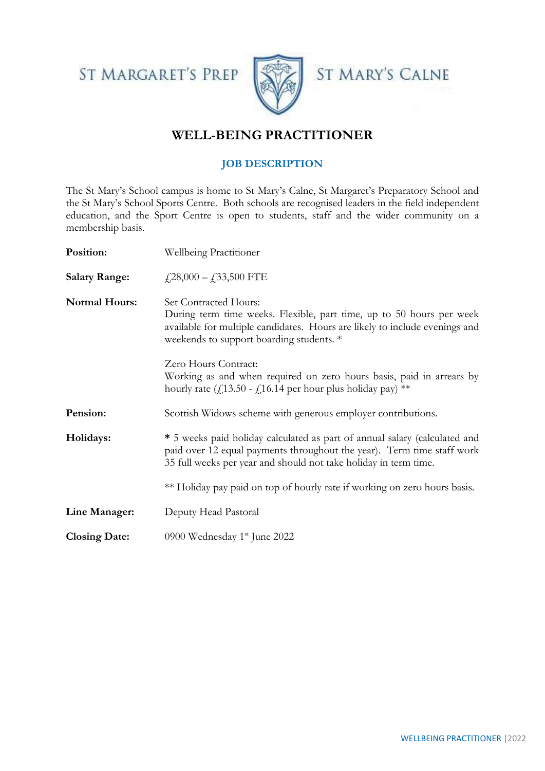ST MARGARET'S PREP | ST MARY'S CALNE

# WELL-BEING PRACTITIONER

## JOB DESCRIPTION

The St Mary's School campus is home to St Mary's Calne, St Margaret's Preparatory School and the St Mary's School Sports Centre. Both schools are recognised leaders in the field independent education, and the Sport Centre is open to students, staff and the wider community on a membership basis.

| | |
|---|---|
| **Position:** | Wellbeing Practitioner |
| **Salary Range:** | £28,000 – £33,500 FTE |
| **Normal Hours:** | Set Contracted Hours:<br>During term time weeks. Flexible, part time, up to 50 hours per week available for multiple candidates. Hours are likely to include evenings and weekends to support boarding students. *<br><br>Zero Hours Contract:<br>Working as and when required on zero hours basis, paid in arrears by hourly rate (£13.50 - £16.14 per hour plus holiday pay) ** |
| **Pension:** | Scottish Widows scheme with generous employer contributions. |
| **Holidays:** | * 5 weeks paid holiday calculated as part of annual salary (calculated and paid over 12 equal payments throughout the year). Term time staff work 35 full weeks per year and should not take holiday in term time.<br><br>** Holiday pay paid on top of hourly rate if working on zero hours basis. |
| **Line Manager:** | Deputy Head Pastoral |
| **Closing Date:** | 0900 Wednesday 1st June 2022 |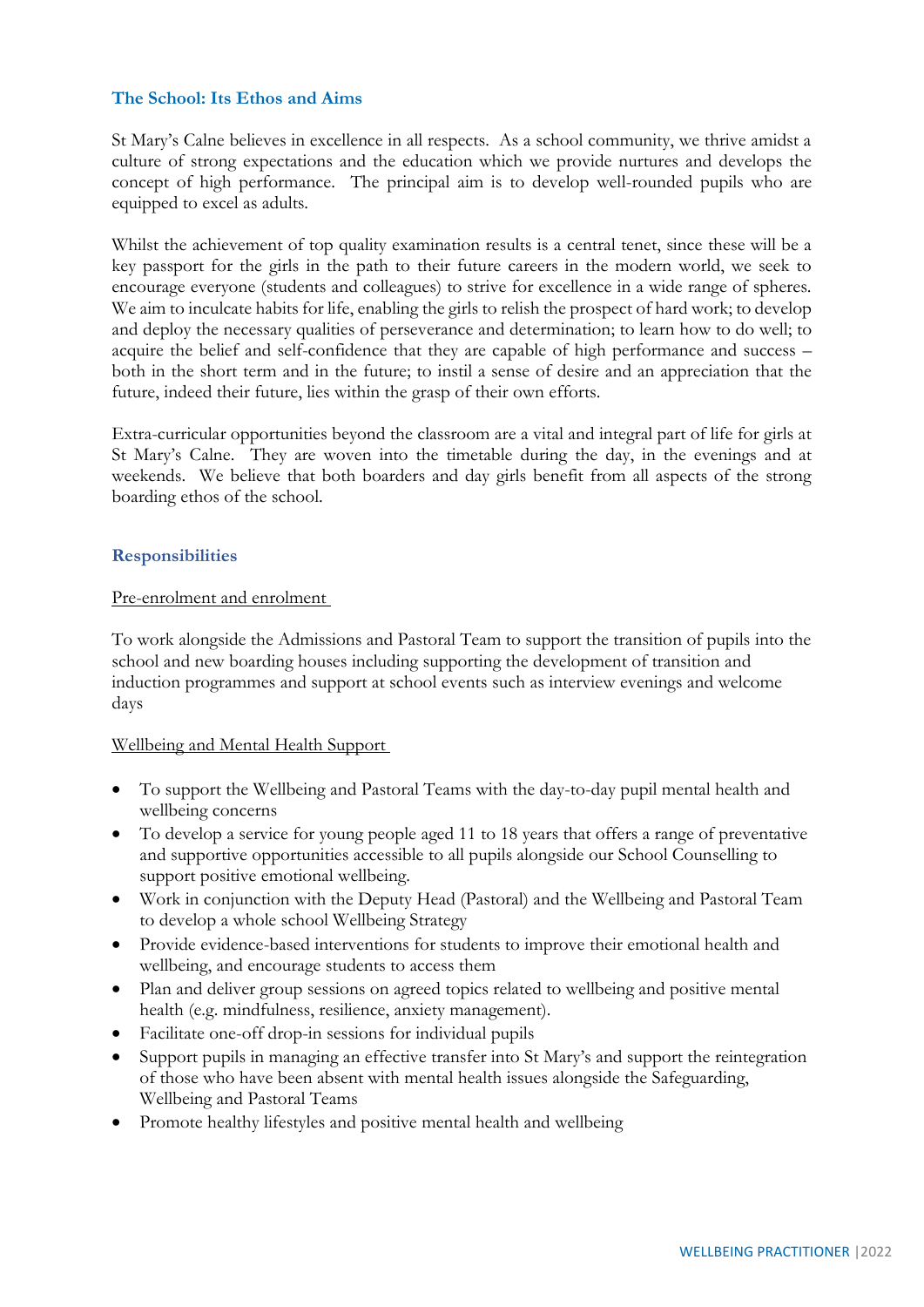## The School: Its Ethos and Aims

St Mary's Calne believes in excellence in all respects. As a school community, we thrive amidst a culture of strong expectations and the education which we provide nurtures and develops the concept of high performance. The principal aim is to develop well-rounded pupils who are equipped to excel as adults.

Whilst the achievement of top quality examination results is a central tenet, since these will be a key passport for the girls in the path to their future careers in the modern world, we seek to encourage everyone (students and colleagues) to strive for excellence in a wide range of spheres. We aim to inculcate habits for life, enabling the girls to relish the prospect of hard work; to develop and deploy the necessary qualities of perseverance and determination; to learn how to do well; to acquire the belief and self-confidence that they are capable of high performance and success – both in the short term and in the future; to instil a sense of desire and an appreciation that the future, indeed their future, lies within the grasp of their own efforts.

Extra-curricular opportunities beyond the classroom are a vital and integral part of life for girls at St Mary's Calne. They are woven into the timetable during the day, in the evenings and at weekends. We believe that both boarders and day girls benefit from all aspects of the strong boarding ethos of the school.

## Responsibilities

Pre-enrolment and enrolment

To work alongside the Admissions and Pastoral Team to support the transition of pupils into the school and new boarding houses including supporting the development of transition and induction programmes and support at school events such as interview evenings and welcome days

Wellbeing and Mental Health Support

- To support the Wellbeing and Pastoral Teams with the day-to-day pupil mental health and wellbeing concerns
- To develop a service for young people aged 11 to 18 years that offers a range of preventative and supportive opportunities accessible to all pupils alongside our School Counselling to support positive emotional wellbeing.
- Work in conjunction with the Deputy Head (Pastoral) and the Wellbeing and Pastoral Team to develop a whole school Wellbeing Strategy
- Provide evidence-based interventions for students to improve their emotional health and wellbeing, and encourage students to access them
- Plan and deliver group sessions on agreed topics related to wellbeing and positive mental health (e.g. mindfulness, resilience, anxiety management).
- Facilitate one-off drop-in sessions for individual pupils
- Support pupils in managing an effective transfer into St Mary's and support the reintegration of those who have been absent with mental health issues alongside the Safeguarding, Wellbeing and Pastoral Teams
- Promote healthy lifestyles and positive mental health and wellbeing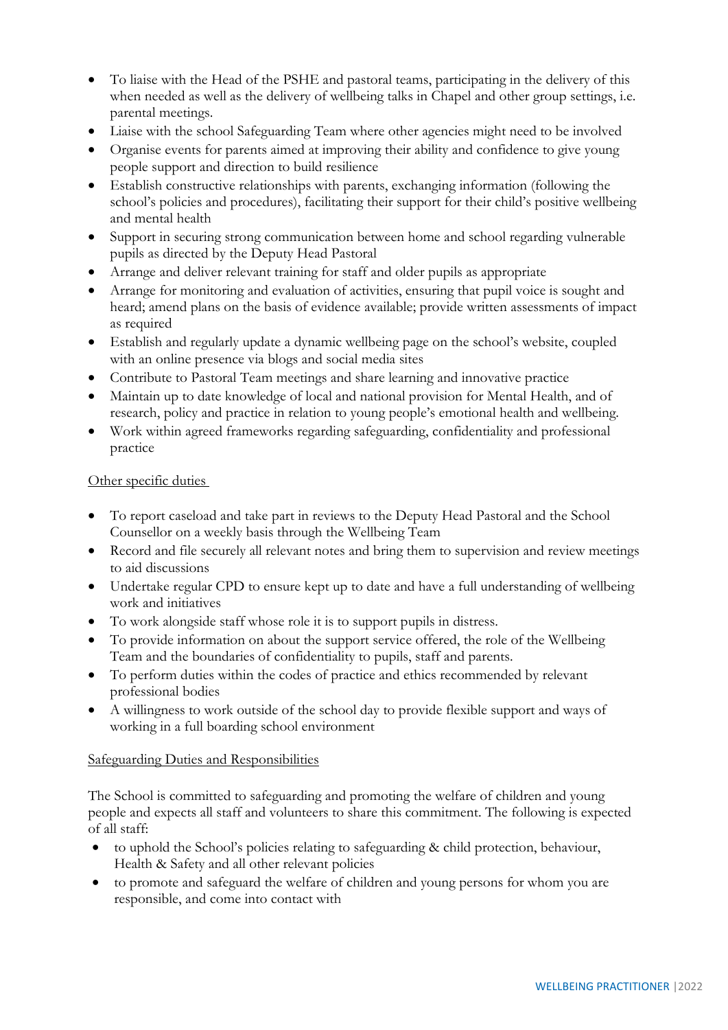- To liaise with the Head of the PSHE and pastoral teams, participating in the delivery of this when needed as well as the delivery of wellbeing talks in Chapel and other group settings, i.e. parental meetings.
- Liaise with the school Safeguarding Team where other agencies might need to be involved
- Organise events for parents aimed at improving their ability and confidence to give young people support and direction to build resilience
- Establish constructive relationships with parents, exchanging information (following the school's policies and procedures), facilitating their support for their child's positive wellbeing and mental health
- Support in securing strong communication between home and school regarding vulnerable pupils as directed by the Deputy Head Pastoral
- Arrange and deliver relevant training for staff and older pupils as appropriate
- Arrange for monitoring and evaluation of activities, ensuring that pupil voice is sought and heard; amend plans on the basis of evidence available; provide written assessments of impact as required
- Establish and regularly update a dynamic wellbeing page on the school's website, coupled with an online presence via blogs and social media sites
- Contribute to Pastoral Team meetings and share learning and innovative practice
- Maintain up to date knowledge of local and national provision for Mental Health, and of research, policy and practice in relation to young people's emotional health and wellbeing.
- Work within agreed frameworks regarding safeguarding, confidentiality and professional practice

Other specific duties

- To report caseload and take part in reviews to the Deputy Head Pastoral and the School Counsellor on a weekly basis through the Wellbeing Team
- Record and file securely all relevant notes and bring them to supervision and review meetings to aid discussions
- Undertake regular CPD to ensure kept up to date and have a full understanding of wellbeing work and initiatives
- To work alongside staff whose role it is to support pupils in distress.
- To provide information on about the support service offered, the role of the Wellbeing Team and the boundaries of confidentiality to pupils, staff and parents.
- To perform duties within the codes of practice and ethics recommended by relevant professional bodies
- A willingness to work outside of the school day to provide flexible support and ways of working in a full boarding school environment

Safeguarding Duties and Responsibilities

The School is committed to safeguarding and promoting the welfare of children and young people and expects all staff and volunteers to share this commitment. The following is expected of all staff:

- to uphold the School's policies relating to safeguarding & child protection, behaviour, Health & Safety and all other relevant policies
- to promote and safeguard the welfare of children and young persons for whom you are responsible, and come into contact with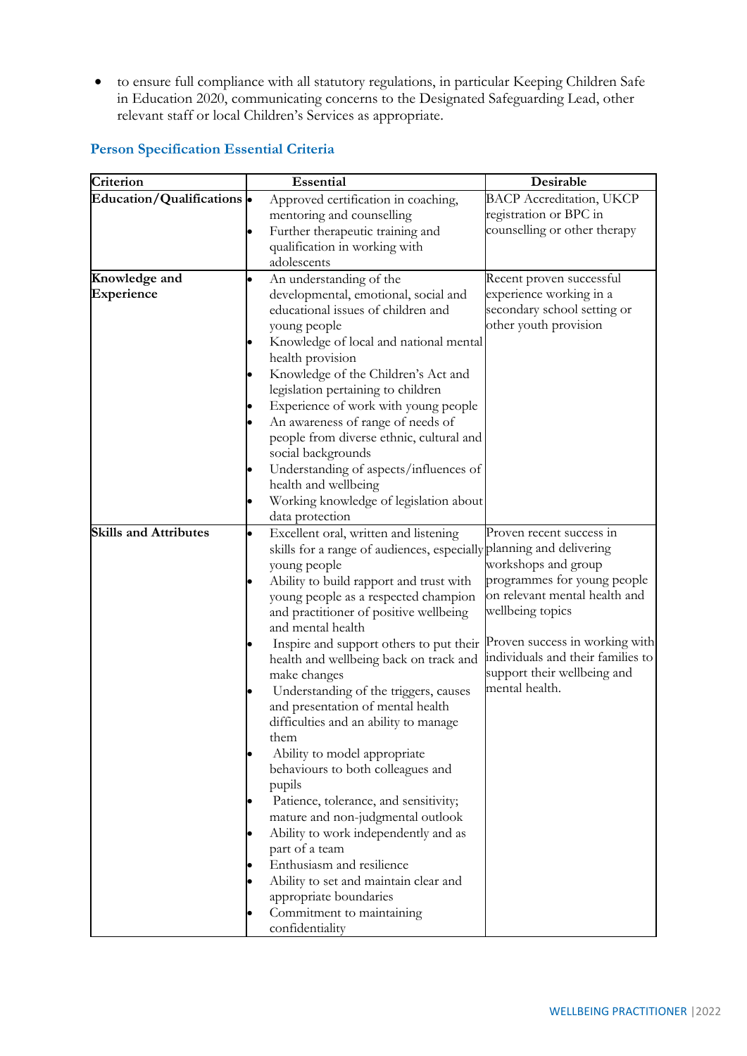- to ensure full compliance with all statutory regulations, in particular Keeping Children Safe in Education 2020, communicating concerns to the Designated Safeguarding Lead, other relevant staff or local Children's Services as appropriate.

## Person Specification Essential Criteria

| Criterion | Essential | Desirable |
|---|---|---|
| **Education/Qualifications** | • Approved certification in coaching, mentoring and counselling<br>• Further therapeutic training and qualification in working with adolescents | BACP Accreditation, UKCP registration or BPC in counselling or other therapy |
| **Knowledge and Experience** | • An understanding of the developmental, emotional, social and educational issues of children and young people<br>• Knowledge of local and national mental health provision<br>• Knowledge of the Children's Act and legislation pertaining to children<br>• Experience of work with young people<br>• An awareness of range of needs of people from diverse ethnic, cultural and social backgrounds<br>• Understanding of aspects/influences of health and wellbeing<br>• Working knowledge of legislation about data protection | Recent proven successful experience working in a secondary school setting or other youth provision |
| **Skills and Attributes** | • Excellent oral, written and listening skills for a range of audiences, especially young people<br>• Ability to build rapport and trust with young people as a respected champion and practitioner of positive wellbeing and mental health<br>• Inspire and support others to put their health and wellbeing back on track and make changes<br>• Understanding of the triggers, causes and presentation of mental health difficulties and an ability to manage them<br>• Ability to model appropriate behaviours to both colleagues and pupils<br>• Patience, tolerance, and sensitivity; mature and non-judgmental outlook<br>• Ability to work independently and as part of a team<br>• Enthusiasm and resilience<br>• Ability to set and maintain clear and appropriate boundaries<br>• Commitment to maintaining confidentiality | Proven recent success in planning and delivering workshops and group programmes for young people on relevant mental health and wellbeing topics<br><br>Proven success in working with individuals and their families to support their wellbeing and mental health. |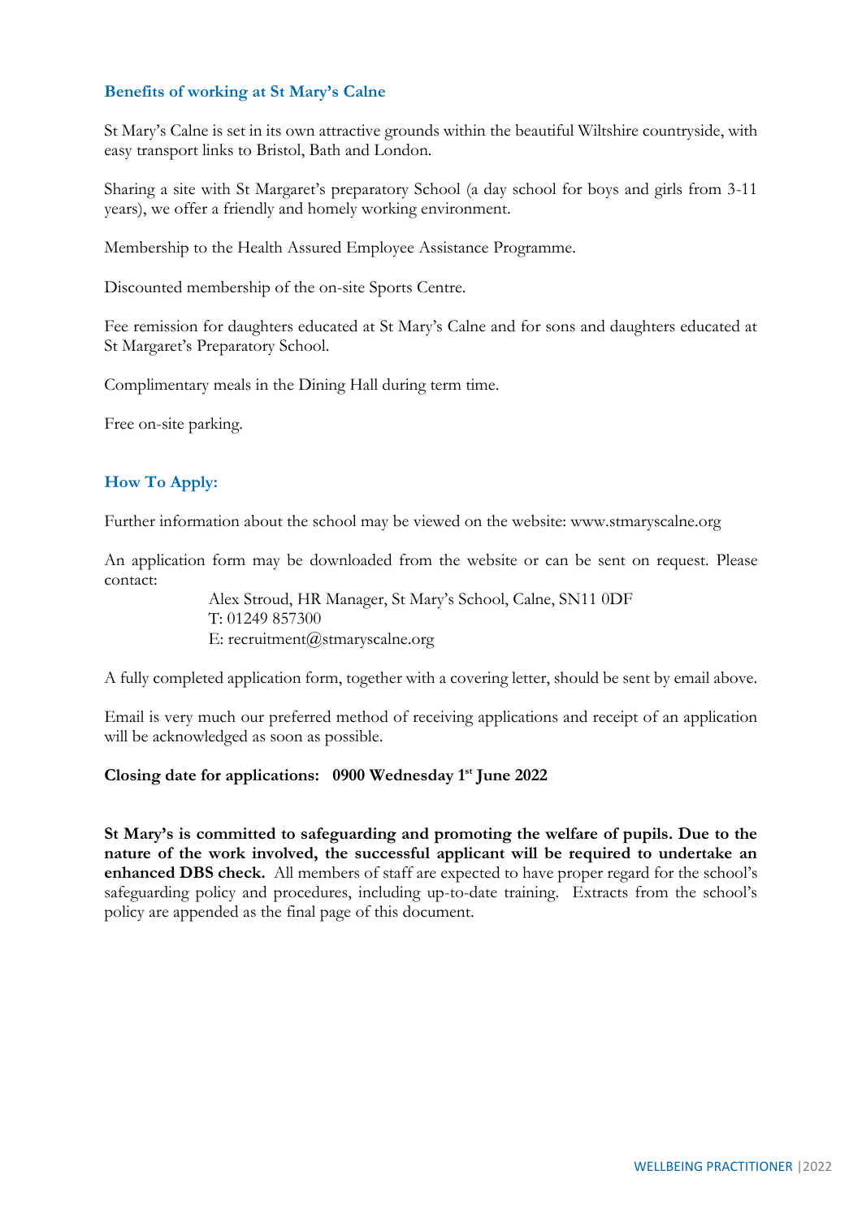## Benefits of working at St Mary's Calne

St Mary's Calne is set in its own attractive grounds within the beautiful Wiltshire countryside, with easy transport links to Bristol, Bath and London.

Sharing a site with St Margaret's preparatory School (a day school for boys and girls from 3-11 years), we offer a friendly and homely working environment.

Membership to the Health Assured Employee Assistance Programme.

Discounted membership of the on-site Sports Centre.

Fee remission for daughters educated at St Mary's Calne and for sons and daughters educated at St Margaret's Preparatory School.

Complimentary meals in the Dining Hall during term time.

Free on-site parking.

## How To Apply:

Further information about the school may be viewed on the website: www.stmaryscalne.org

An application form may be downloaded from the website or can be sent on request. Please contact:

> Alex Stroud, HR Manager, St Mary's School, Calne, SN11 0DF
> T: 01249 857300
> E: recruitment@stmaryscalne.org

A fully completed application form, together with a covering letter, should be sent by email above.

Email is very much our preferred method of receiving applications and receipt of an application will be acknowledged as soon as possible.

**Closing date for applications: 0900 Wednesday 1st June 2022**

**St Mary's is committed to safeguarding and promoting the welfare of pupils. Due to the nature of the work involved, the successful applicant will be required to undertake an enhanced DBS check.** All members of staff are expected to have proper regard for the school's safeguarding policy and procedures, including up-to-date training. Extracts from the school's policy are appended as the final page of this document.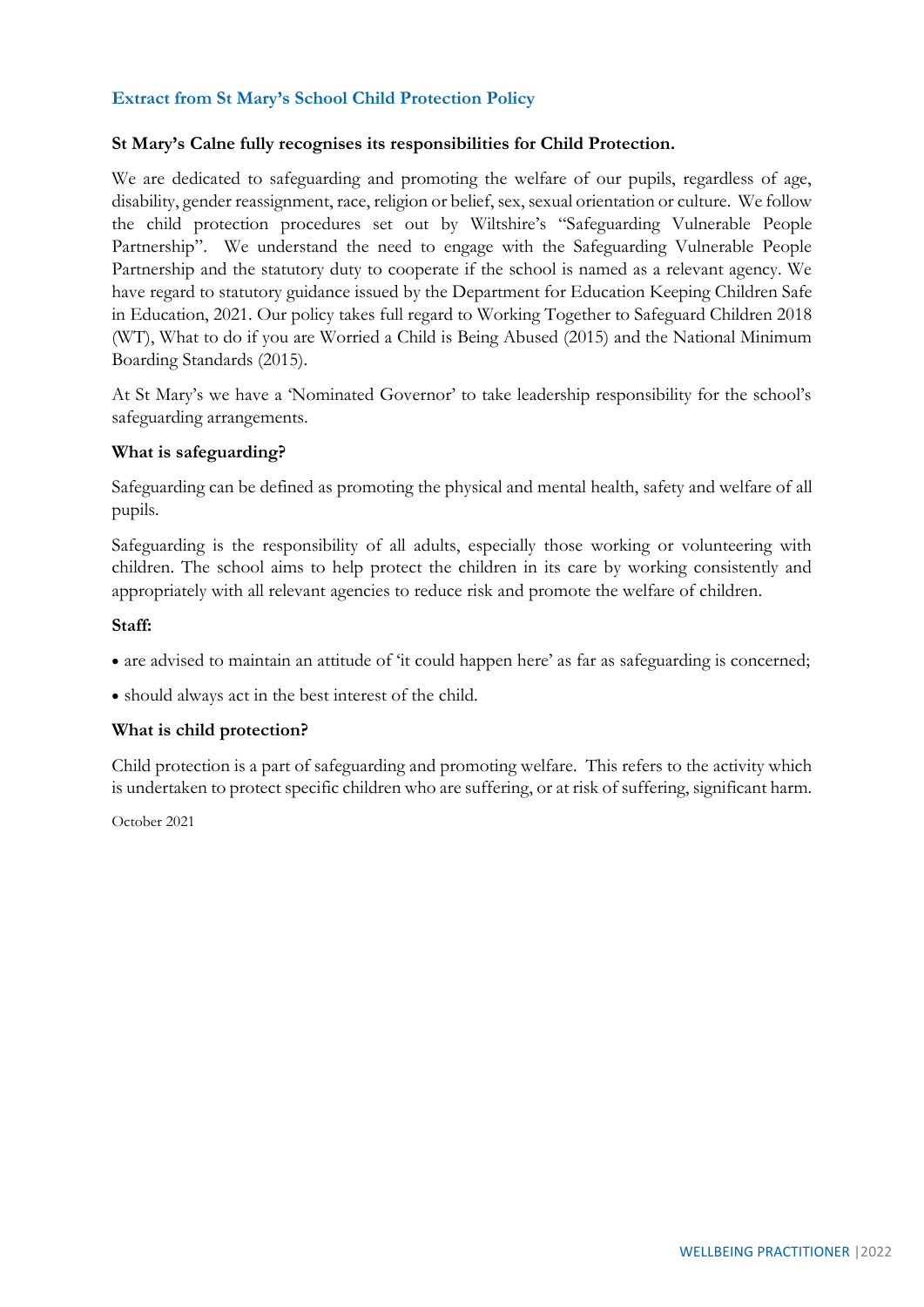## Extract from St Mary's School Child Protection Policy

**St Mary's Calne fully recognises its responsibilities for Child Protection.**

We are dedicated to safeguarding and promoting the welfare of our pupils, regardless of age, disability, gender reassignment, race, religion or belief, sex, sexual orientation or culture. We follow the child protection procedures set out by Wiltshire's "Safeguarding Vulnerable People Partnership". We understand the need to engage with the Safeguarding Vulnerable People Partnership and the statutory duty to cooperate if the school is named as a relevant agency. We have regard to statutory guidance issued by the Department for Education Keeping Children Safe in Education, 2021. Our policy takes full regard to Working Together to Safeguard Children 2018 (WT), What to do if you are Worried a Child is Being Abused (2015) and the National Minimum Boarding Standards (2015).

At St Mary's we have a 'Nominated Governor' to take leadership responsibility for the school's safeguarding arrangements.

**What is safeguarding?**

Safeguarding can be defined as promoting the physical and mental health, safety and welfare of all pupils.

Safeguarding is the responsibility of all adults, especially those working or volunteering with children. The school aims to help protect the children in its care by working consistently and appropriately with all relevant agencies to reduce risk and promote the welfare of children.

**Staff:**

- are advised to maintain an attitude of 'it could happen here' as far as safeguarding is concerned;
- should always act in the best interest of the child.

**What is child protection?**

Child protection is a part of safeguarding and promoting welfare. This refers to the activity which is undertaken to protect specific children who are suffering, or at risk of suffering, significant harm.

October 2021